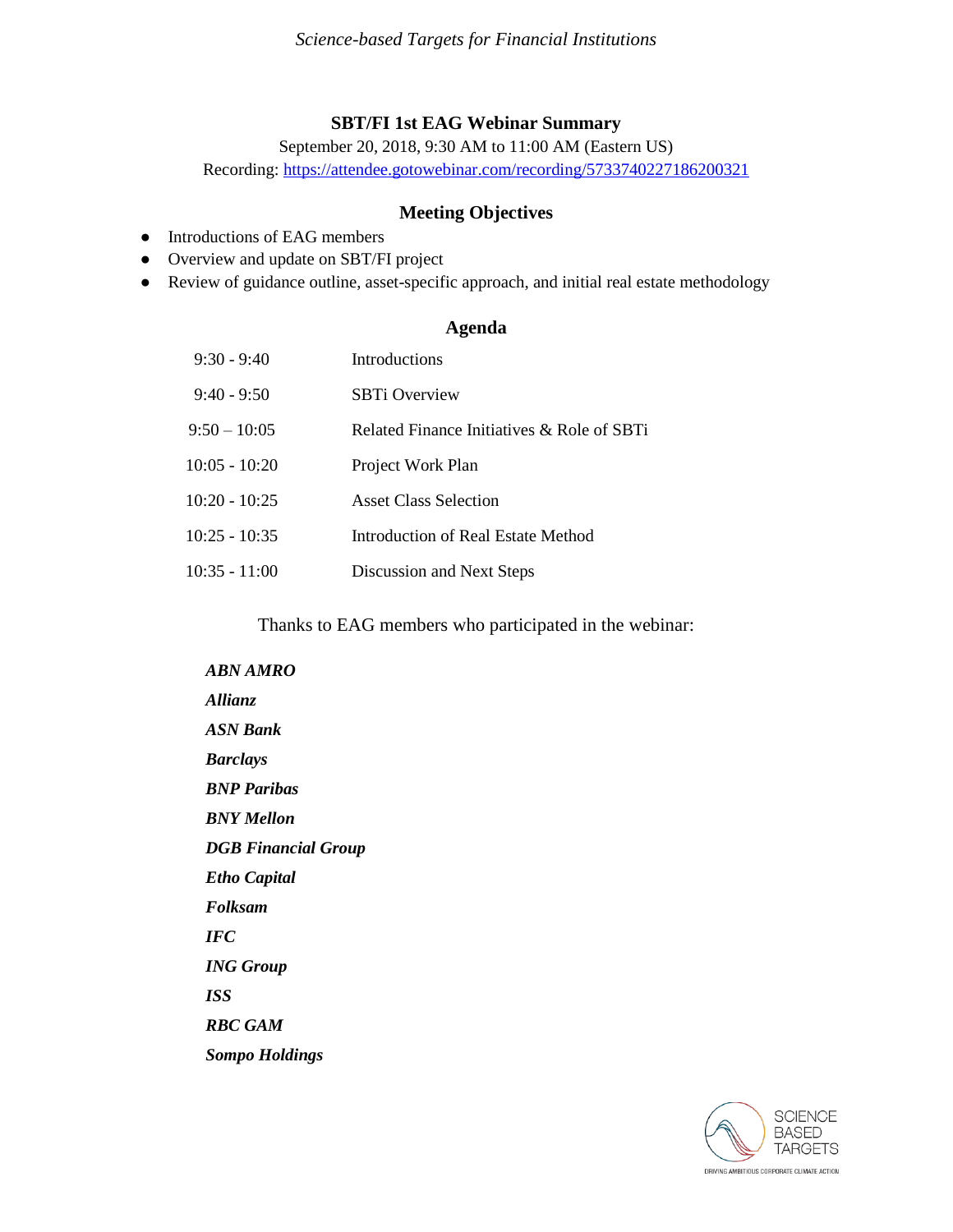## SBT/FI 1st EAG Webinar Summary

September 20, 2018, 9:30 AM to 11:00 AM (Eastern US)

Recording: https://attendee.gotowebinar.com/recording/5733740227186200321

### Meeting Objectives

- Introductions of EAG members
- Overview and update on SBT/FI project
- Review of guidance outline, asset-specific approach, and initial real estate methodology

### Agenda

| | |
|---|---|
| 9:30 - 9:40 | Introductions |
| 9:40 - 9:50 | SBTi Overview |
| 9:50 – 10:05 | Related Finance Initiatives & Role of SBTi |
| 10:05 - 10:20 | Project Work Plan |
| 10:20 - 10:25 | Asset Class Selection |
| 10:25 - 10:35 | Introduction of Real Estate Method |
| 10:35 - 11:00 | Discussion and Next Steps |

Thanks to EAG members who participated in the webinar:

***ABN AMRO***

***Allianz***

***ASN Bank***

***Barclays***

***BNP Paribas***

***BNY Mellon***

***DGB Financial Group***

***Etho Capital***

***Folksam***

***IFC***

***ING Group***

***ISS***

***RBC GAM***

***Sompo Holdings***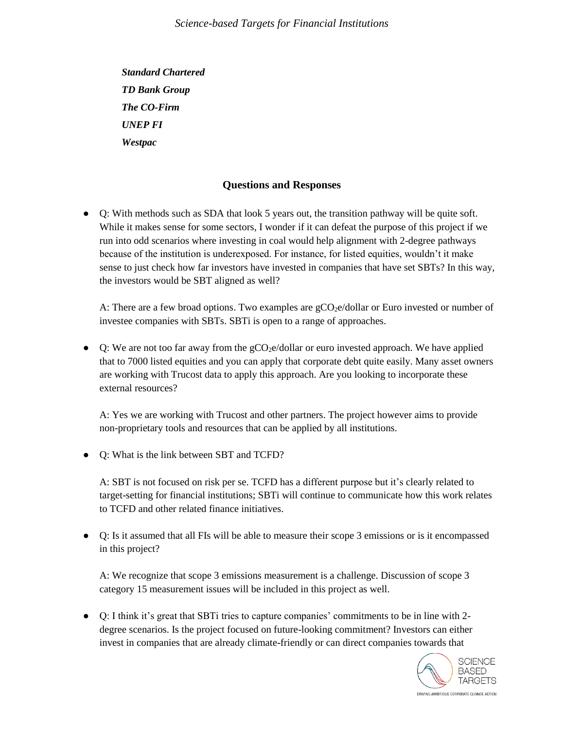***Standard Chartered***

***TD Bank Group***

***The CO-Firm***

***UNEP FI***

***Westpac***

## Questions and Responses

- Q: With methods such as SDA that look 5 years out, the transition pathway will be quite soft. While it makes sense for some sectors, I wonder if it can defeat the purpose of this project if we run into odd scenarios where investing in coal would help alignment with 2-degree pathways because of the institution is underexposed. For instance, for listed equities, wouldn't it make sense to just check how far investors have invested in companies that have set SBTs? In this way, the investors would be SBT aligned as well?

  A: There are a few broad options. Two examples are $gCO_2e$/dollar or Euro invested or number of investee companies with SBTs. SBTi is open to a range of approaches.

- Q: We are not too far away from the $gCO_2e$/dollar or euro invested approach. We have applied that to 7000 listed equities and you can apply that corporate debt quite easily. Many asset owners are working with Trucost data to apply this approach. Are you looking to incorporate these external resources?

  A: Yes we are working with Trucost and other partners. The project however aims to provide non-proprietary tools and resources that can be applied by all institutions.

- Q: What is the link between SBT and TCFD?

  A: SBT is not focused on risk per se. TCFD has a different purpose but it's clearly related to target-setting for financial institutions; SBTi will continue to communicate how this work relates to TCFD and other related finance initiatives.

- Q: Is it assumed that all FIs will be able to measure their scope 3 emissions or is it encompassed in this project?

  A: We recognize that scope 3 emissions measurement is a challenge. Discussion of scope 3 category 15 measurement issues will be included in this project as well.

- Q: I think it's great that SBTi tries to capture companies' commitments to be in line with 2-degree scenarios. Is the project focused on future-looking commitment? Investors can either invest in companies that are already climate-friendly or can direct companies towards that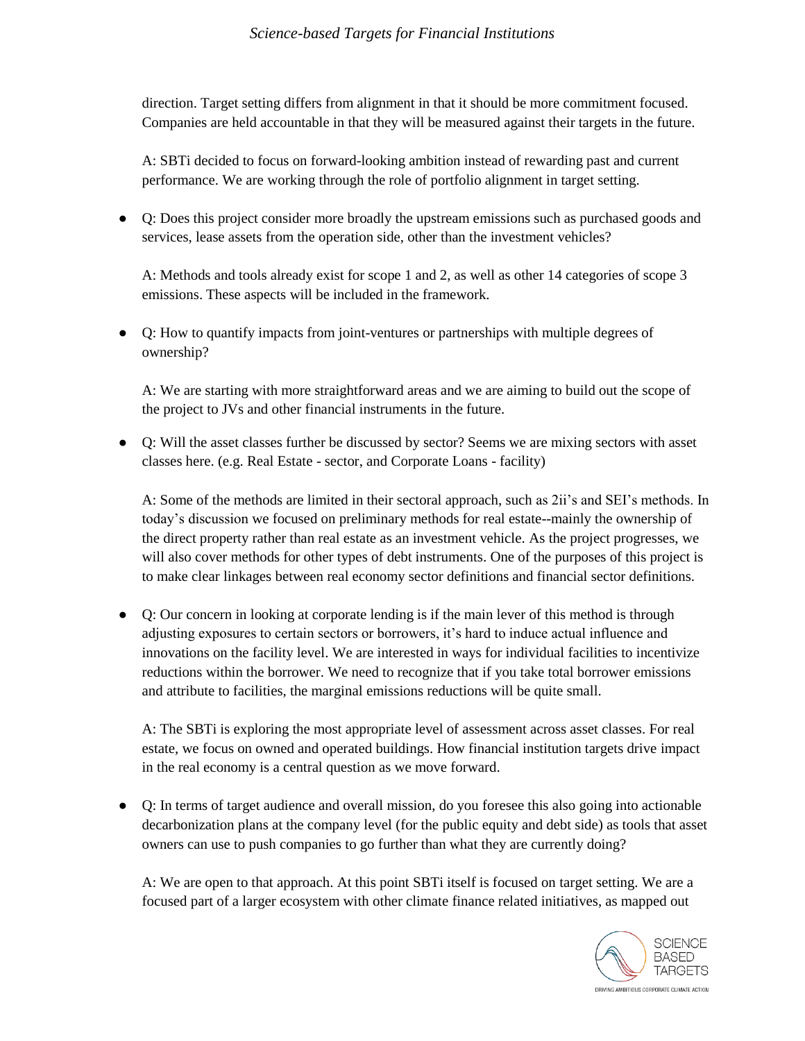direction. Target setting differs from alignment in that it should be more commitment focused. Companies are held accountable in that they will be measured against their targets in the future.

A: SBTi decided to focus on forward-looking ambition instead of rewarding past and current performance. We are working through the role of portfolio alignment in target setting.

- Q: Does this project consider more broadly the upstream emissions such as purchased goods and services, lease assets from the operation side, other than the investment vehicles?

  A: Methods and tools already exist for scope 1 and 2, as well as other 14 categories of scope 3 emissions. These aspects will be included in the framework.

- Q: How to quantify impacts from joint-ventures or partnerships with multiple degrees of ownership?

  A: We are starting with more straightforward areas and we are aiming to build out the scope of the project to JVs and other financial instruments in the future.

- Q: Will the asset classes further be discussed by sector? Seems we are mixing sectors with asset classes here. (e.g. Real Estate - sector, and Corporate Loans - facility)

  A: Some of the methods are limited in their sectoral approach, such as 2ii's and SEI's methods. In today's discussion we focused on preliminary methods for real estate--mainly the ownership of the direct property rather than real estate as an investment vehicle. As the project progresses, we will also cover methods for other types of debt instruments. One of the purposes of this project is to make clear linkages between real economy sector definitions and financial sector definitions.

- Q: Our concern in looking at corporate lending is if the main lever of this method is through adjusting exposures to certain sectors or borrowers, it's hard to induce actual influence and innovations on the facility level. We are interested in ways for individual facilities to incentivize reductions within the borrower. We need to recognize that if you take total borrower emissions and attribute to facilities, the marginal emissions reductions will be quite small.

  A: The SBTi is exploring the most appropriate level of assessment across asset classes. For real estate, we focus on owned and operated buildings. How financial institution targets drive impact in the real economy is a central question as we move forward.

- Q: In terms of target audience and overall mission, do you foresee this also going into actionable decarbonization plans at the company level (for the public equity and debt side) as tools that asset owners can use to push companies to go further than what they are currently doing?

  A: We are open to that approach. At this point SBTi itself is focused on target setting. We are a focused part of a larger ecosystem with other climate finance related initiatives, as mapped out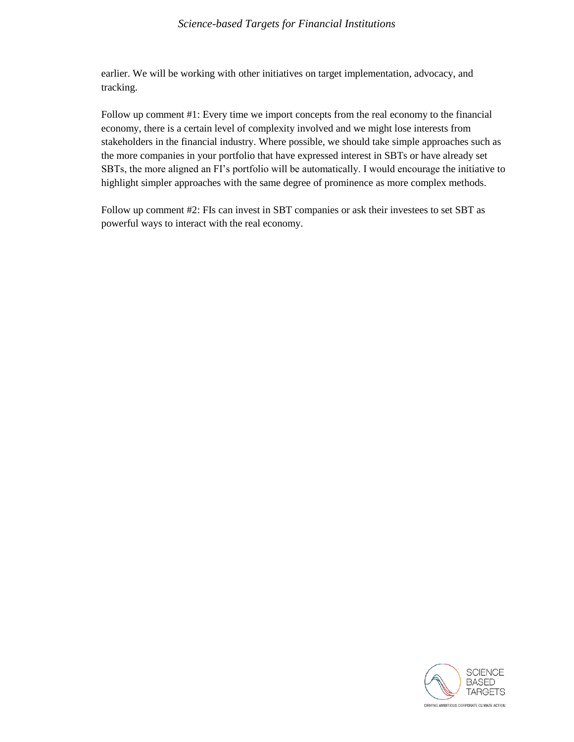earlier. We will be working with other initiatives on target implementation, advocacy, and tracking.

Follow up comment #1: Every time we import concepts from the real economy to the financial economy, there is a certain level of complexity involved and we might lose interests from stakeholders in the financial industry. Where possible, we should take simple approaches such as the more companies in your portfolio that have expressed interest in SBTs or have already set SBTs, the more aligned an FI's portfolio will be automatically. I would encourage the initiative to highlight simpler approaches with the same degree of prominence as more complex methods.

Follow up comment #2: FIs can invest in SBT companies or ask their investees to set SBT as powerful ways to interact with the real economy.